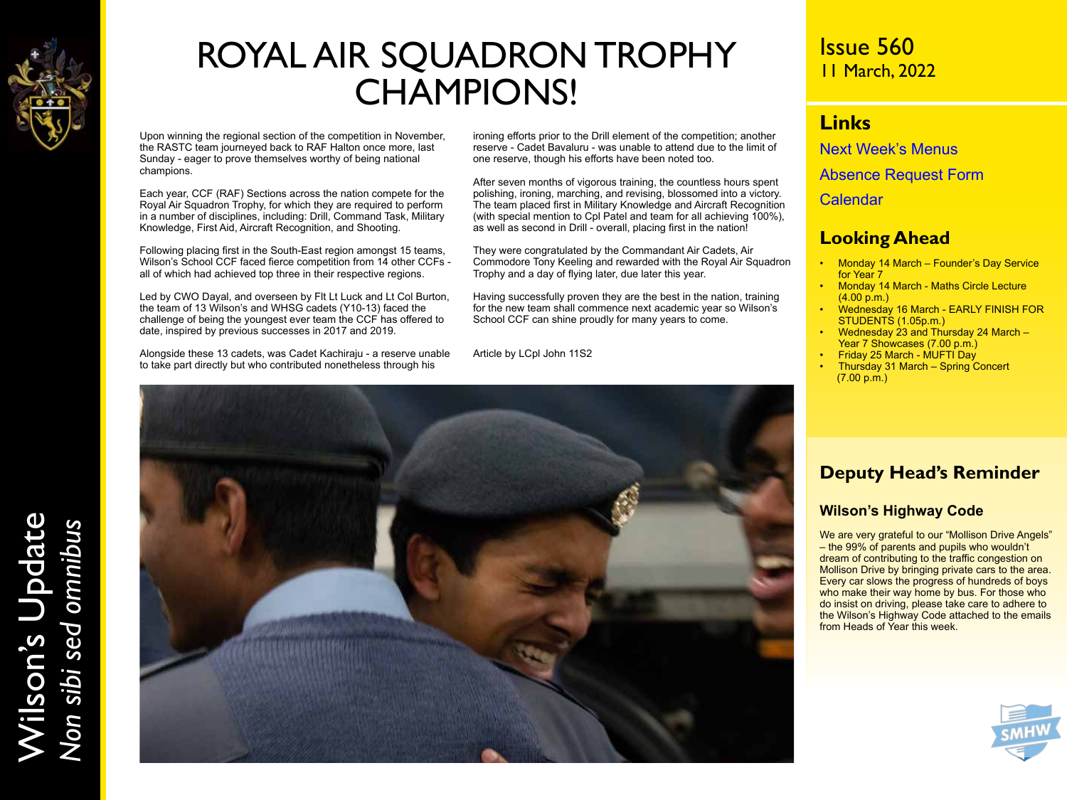# ROYAL AIR SQUADRON TROPHY CHAMPIONS!

Upon winning the regional section of the competition in November, the RASTC team journeyed back to RAF Halton once more, last Sunday - eager to prove themselves worthy of being national champions.

Each year, CCF (RAF) Sections across the nation compete for the Royal Air Squadron Trophy, for which they are required to perform in a number of disciplines, including: Drill, Command Task, Military Knowledge, First Aid, Aircraft Recognition, and Shooting.

Following placing first in the South-East region amongst 15 teams, Wilson's School CCF faced fierce competition from 14 other CCFs - all of which had achieved top three in their respective regions.

Led by CWO Dayal, and overseen by Flt Lt Luck and Lt Col Burton, the team of 13 Wilson's and WHSG cadets (Y10-13) faced the challenge of being the youngest ever team the CCF has offered to date, inspired by previous successes in 2017 and 2019.

Alongside these 13 cadets, was Cadet Kachiraju - a reserve unable to take part directly but who contributed nonetheless through his ironing efforts prior to the Drill element of the competition; another reserve - Cadet Bavaluru - was unable to attend due to the limit of one reserve, though his efforts have been noted too.

After seven months of vigorous training, the countless hours spent polishing, ironing, marching, and revising, blossomed into a victory. The team placed first in Military Knowledge and Aircraft Recognition (with special mention to Cpl Patel and team for all achieving 100%), as well as second in Drill - overall, placing first in the nation!

They were congratulated by the Commandant Air Cadets, Air Commodore Tony Keeling and rewarded with the Royal Air Squadron Trophy and a day of flying later, due later this year.

Having successfully proven they are the best in the nation, training for the new team shall commence next academic year so Wilson's School CCF can shine proudly for many years to come.

Article by LCpl John 11S2

Issue 560
11 March, 2022

## Links

Next Week's Menus

Absence Request Form

Calendar

## Looking Ahead

- Monday 14 March – Founder's Day Service for Year 7
- Monday 14 March - Maths Circle Lecture (4.00 p.m.)
- Wednesday 16 March - EARLY FINISH FOR STUDENTS (1.05p.m.)
- Wednesday 23 and Thursday 24 March – Year 7 Showcases (7.00 p.m.)
- Friday 25 March - MUFTI Day
- Thursday 31 March – Spring Concert (7.00 p.m.)

## Deputy Head's Reminder

### Wilson's Highway Code

We are very grateful to our "Mollison Drive Angels" – the 99% of parents and pupils who wouldn't dream of contributing to the traffic congestion on Mollison Drive by bringing private cars to the area. Every car slows the progress of hundreds of boys who make their way home by bus. For those who do insist on driving, please take care to adhere to the Wilson's Highway Code attached to the emails from Heads of Year this week.

Wilson's Update
*Non sibi sed omnibus*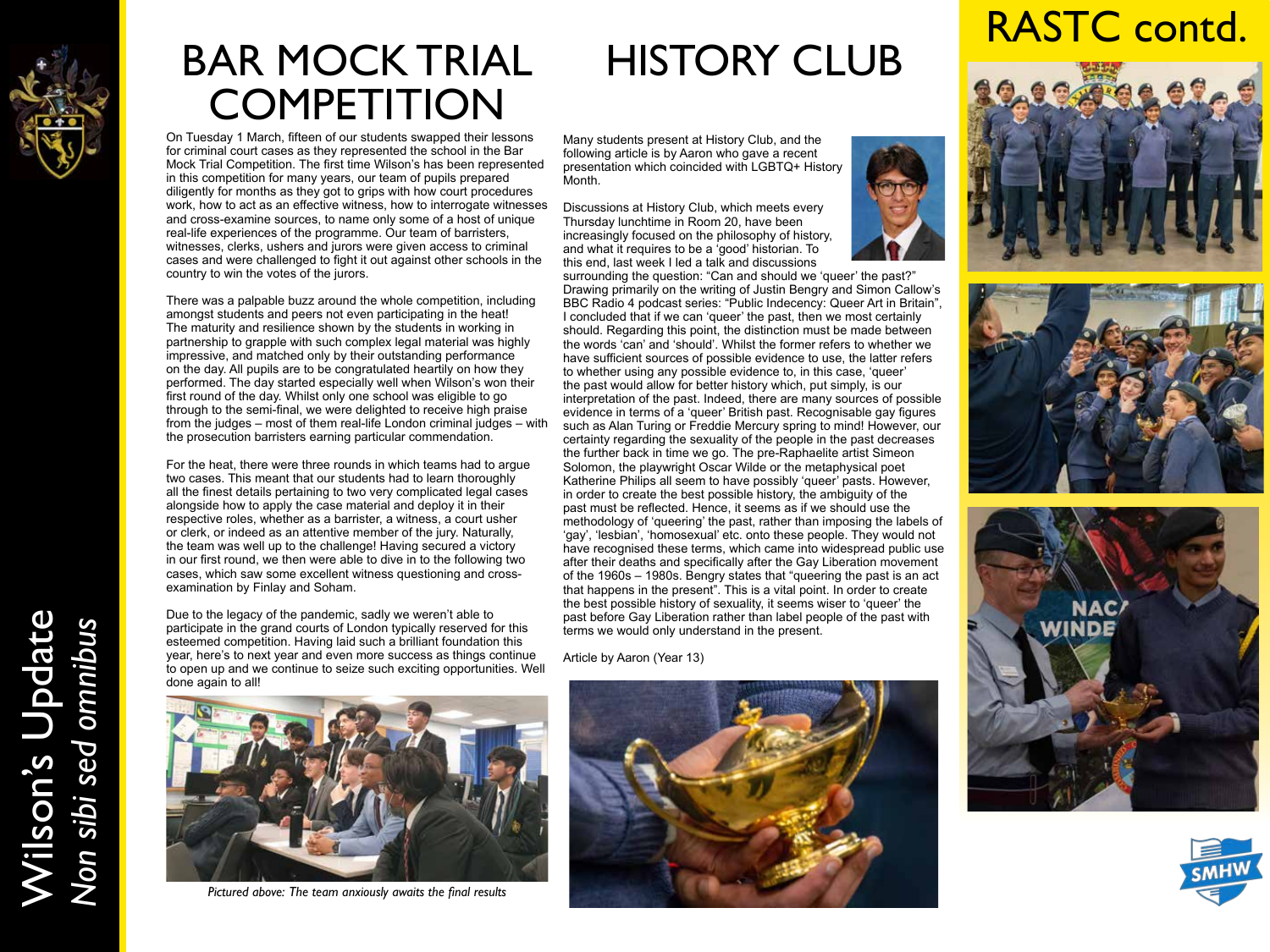# BAR MOCK TRIAL COMPETITION

On Tuesday 1 March, fifteen of our students swapped their lessons for criminal court cases as they represented the school in the Bar Mock Trial Competition. The first time Wilson's has been represented in this competition for many years, our team of pupils prepared diligently for months as they got to grips with how court procedures work, how to act as an effective witness, how to interrogate witnesses and cross-examine sources, to name only some of a host of unique real-life experiences of the programme. Our team of barristers, witnesses, clerks, ushers and jurors were given access to criminal cases and were challenged to fight it out against other schools in the country to win the votes of the jurors.

There was a palpable buzz around the whole competition, including amongst students and peers not even participating in the heat! The maturity and resilience shown by the students in working in partnership to grapple with such complex legal material was highly impressive, and matched only by their outstanding performance on the day. All pupils are to be congratulated heartily on how they performed. The day started especially well when Wilson's won their first round of the day. Whilst only one school was eligible to go through to the semi-final, we were delighted to receive high praise from the judges – most of them real-life London criminal judges – with the prosecution barristers earning particular commendation.

For the heat, there were three rounds in which teams had to argue two cases. This meant that our students had to learn thoroughly all the finest details pertaining to two very complicated legal cases alongside how to apply the case material and deploy it in their respective roles, whether as a barrister, a witness, a court usher or clerk, or indeed as an attentive member of the jury. Naturally, the team was well up to the challenge! Having secured a victory in our first round, we then were able to dive in to the following two cases, which saw some excellent witness questioning and cross-examination by Finlay and Soham.

Due to the legacy of the pandemic, sadly we weren't able to participate in the grand courts of London typically reserved for this esteemed competition. Having laid such a brilliant foundation this year, here's to next year and even more success as things continue to open up and we continue to seize such exciting opportunities. Well done again to all!

*Pictured above: The team anxiously awaits the final results*

# HISTORY CLUB

Many students present at History Club, and the following article is by Aaron who gave a recent presentation which coincided with LGBTQ+ History Month.

Discussions at History Club, which meets every Thursday lunchtime in Room 20, have been increasingly focused on the philosophy of history, and what it requires to be a 'good' historian. To this end, last week I led a talk and discussions surrounding the question: "Can and should we 'queer' the past?" Drawing primarily on the writing of Justin Bengry and Simon Callow's BBC Radio 4 podcast series: "Public Indecency: Queer Art in Britain", I concluded that if we can 'queer' the past, then we most certainly should. Regarding this point, the distinction must be made between the words 'can' and 'should'. Whilst the former refers to whether we have sufficient sources of possible evidence to use, the latter refers to whether using any possible evidence to, in this case, 'queer' the past would allow for better history which, put simply, is our interpretation of the past. Indeed, there are many sources of possible evidence in terms of a 'queer' British past. Recognisable gay figures such as Alan Turing or Freddie Mercury spring to mind! However, our certainty regarding the sexuality of the people in the past decreases the further back in time we go. The pre-Raphaelite artist Simeon Solomon, the playwright Oscar Wilde or the metaphysical poet Katherine Philips all seem to have possibly 'queer' pasts. However, in order to create the best possible history, the ambiguity of the past must be reflected. Hence, it seems as if we should use the methodology of 'queering' the past, rather than imposing the labels of 'gay', 'lesbian', 'homosexual' etc. onto these people. They would not have recognised these terms, which came into widespread public use after their deaths and specifically after the Gay Liberation movement of the 1960s – 1980s. Bengry states that "queering the past is an act that happens in the present". This is a vital point. In order to create the best possible history of sexuality, it seems wiser to 'queer' the past before Gay Liberation rather than label people of the past with terms we would only understand in the present.

Article by Aaron (Year 13)

# RASTC contd.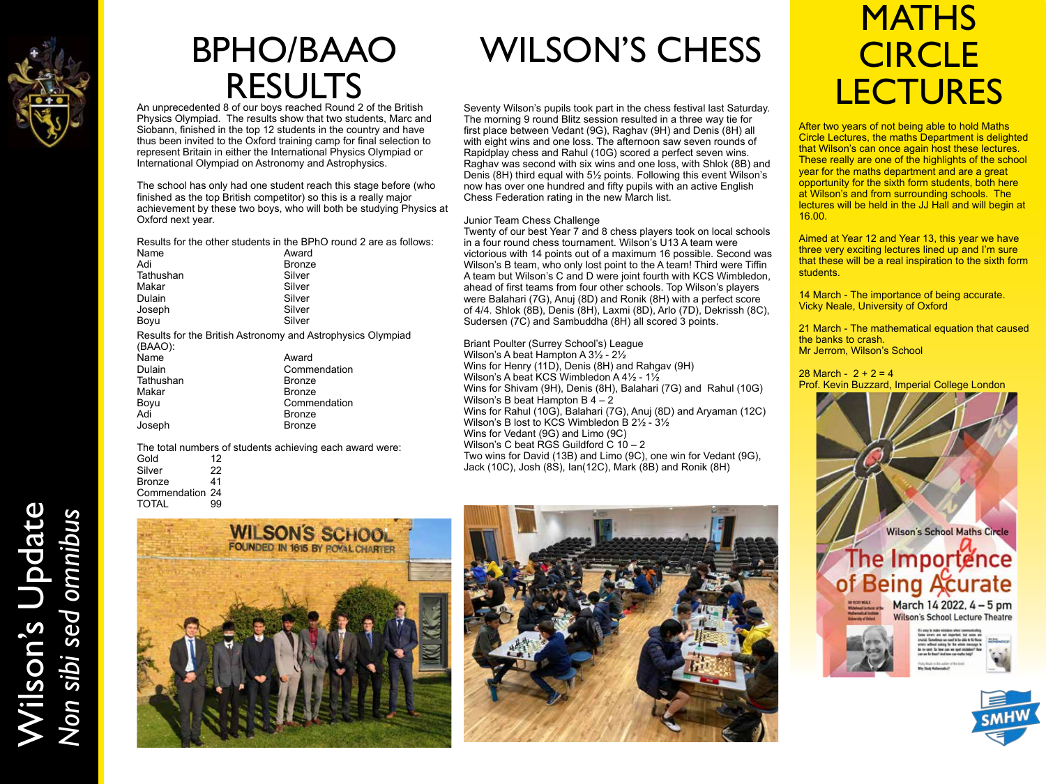# BPHO/BAAO RESULTS

An unprecedented 8 of our boys reached Round 2 of the British Physics Olympiad. The results show that two students, Marc and Siobann, finished in the top 12 students in the country and have thus been invited to the Oxford training camp for final selection to represent Britain in either the International Physics Olympiad or International Olympiad on Astronomy and Astrophysics.

The school has only had one student reach this stage before (who finished as the top British competitor) so this is a really major achievement by these two boys, who will both be studying Physics at Oxford next year.

Results for the other students in the BPhO round 2 are as follows:

| Name | Award |
|---|---|
| Adi | Bronze |
| Tathushan | Silver |
| Makar | Silver |
| Dulain | Silver |
| Joseph | Silver |
| Boyu | Silver |

Results for the British Astronomy and Astrophysics Olympiad (BAAO):

| Name | Award |
|---|---|
| Dulain | Commendation |
| Tathushan | Bronze |
| Makar | Bronze |
| Boyu | Commendation |
| Adi | Bronze |
| Joseph | Bronze |

The total numbers of students achieving each award were:

| Award | Number |
|---|---|
| Gold | 12 |
| Silver | 22 |
| Bronze | 41 |
| Commendation | 24 |
| TOTAL | 99 |

# WILSON'S CHESS

Seventy Wilson's pupils took part in the chess festival last Saturday. The morning 9 round Blitz session resulted in a three way tie for first place between Vedant (9G), Raghav (9H) and Denis (8H) all with eight wins and one loss. The afternoon saw seven rounds of Rapidplay chess and Rahul (10G) scored a perfect seven wins. Raghav was second with six wins and one loss, with Shlok (8B) and Denis (8H) third equal with 5½ points. Following this event Wilson's now has over one hundred and fifty pupils with an active English Chess Federation rating in the new March list.

Junior Team Chess Challenge
Twenty of our best Year 7 and 8 chess players took on local schools in a four round chess tournament. Wilson's U13 A team were victorious with 14 points out of a maximum 16 possible. Second was Wilson's B team, who only lost point to the A team! Third were Tiffin A team but Wilson's C and D were joint fourth with KCS Wimbledon, ahead of first teams from four other schools. Top Wilson's players were Balahari (7G), Anuj (8D) and Ronik (8H) with a perfect score of 4/4. Shlok (8B), Denis (8H), Laxmi (8D), Arlo (7D), Dekrissh (8C), Sudersen (7C) and Sambuddha (8H) all scored 3 points.

Briant Poulter (Surrey School's) League
Wilson's A beat Hampton A 3½ - 2½
Wins for Henry (11D), Denis (8H) and Rahgav (9H)
Wilson's A beat KCS Wimbledon A 4½ - 1½
Wins for Shivam (9H), Denis (8H), Balahari (7G) and Rahul (10G)
Wilson's B beat Hampton B 4 – 2
Wins for Rahul (10G), Balahari (7G), Anuj (8D) and Aryaman (12C)
Wilson's B lost to KCS Wimbledon B 2½ - 3½
Wins for Vedant (9G) and Limo (9C)
Wilson's C beat RGS Guildford C 10 – 2
Two wins for David (13B) and Limo (9C), one win for Vedant (9G), Jack (10C), Josh (8S), Ian(12C), Mark (8B) and Ronik (8H)

# MATHS CIRCLE LECTURES

After two years of not being able to hold Maths Circle Lectures, the maths Department is delighted that Wilson's can once again host these lectures. These really are one of the highlights of the school year for the maths department and are a great opportunity for the sixth form students, both here at Wilson's and from surrounding schools. The lectures will be held in the JJ Hall and will begin at 16.00.

Aimed at Year 12 and Year 13, this year we have three very exciting lectures lined up and I'm sure that these will be a real inspiration to the sixth form students.

14 March - The importance of being accurate.
Vicky Neale, University of Oxford

21 March - The mathematical equation that caused the banks to crash.
Mr Jerrom, Wilson's School

28 March - 2 + 2 = 4
Prof. Kevin Buzzard, Imperial College London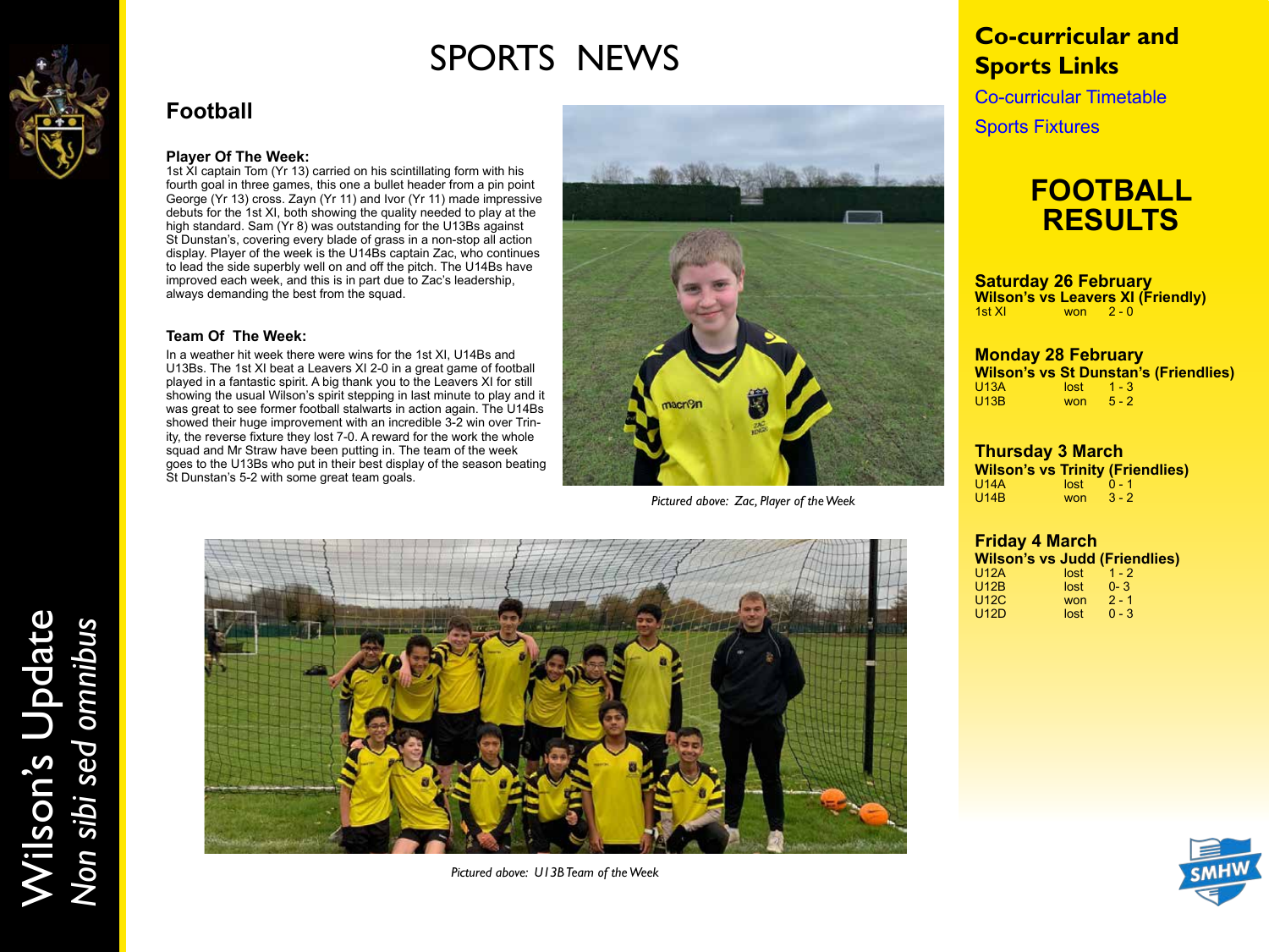# SPORTS NEWS

## Football

**Player Of The Week:**

1st XI captain Tom (Yr 13) carried on his scintillating form with his fourth goal in three games, this one a bullet header from a pin point George (Yr 13) cross. Zayn (Yr 11) and Ivor (Yr 11) made impressive debuts for the 1st XI, both showing the quality needed to play at the high standard. Sam (Yr 8) was outstanding for the U13Bs against St Dunstan's, covering every blade of grass in a non-stop all action display. Player of the week is the U14Bs captain Zac, who continues to lead the side superbly well on and off the pitch. The U14Bs have improved each week, and this is in part due to Zac's leadership, always demanding the best from the squad.

**Team Of The Week:**

In a weather hit week there were wins for the 1st XI, U14Bs and U13Bs. The 1st XI beat a Leavers XI 2-0 in a great game of football played in a fantastic spirit. A big thank you to the Leavers XI for still showing the usual Wilson's spirit stepping in last minute to play and it was great to see former football stalwarts in action again. The U14Bs showed their huge improvement with an incredible 3-2 win over Trinity, the reverse fixture they lost 7-0. A reward for the work the whole squad and Mr Straw have been putting in. The team of the week goes to the U13Bs who put in their best display of the season beating St Dunstan's 5-2 with some great team goals.

*Pictured above: Zac, Player of the Week*

*Pictured above: U13B Team of the Week*

## Co-curricular and Sports Links

Co-curricular Timetable

Sports Fixtures

## FOOTBALL RESULTS

**Saturday 26 February**
**Wilson's vs Leavers XI (Friendly)**

| | | |
|---|---|---|
| 1st XI | won | 2 - 0 |

**Monday 28 February**
**Wilson's vs St Dunstan's (Friendlies)**

| | | |
|---|---|---|
| U13A | lost | 1 - 3 |
| U13B | won | 5 - 2 |

**Thursday 3 March**
**Wilson's vs Trinity (Friendlies)**

| | | |
|---|---|---|
| U14A | lost | 0 - 1 |
| U14B | won | 3 - 2 |

**Friday 4 March**
**Wilson's vs Judd (Friendlies)**

| | | |
|---|---|---|
| U12A | lost | 1 - 2 |
| U12B | lost | 0- 3 |
| U12C | won | 2 - 1 |
| U12D | lost | 0 - 3 |